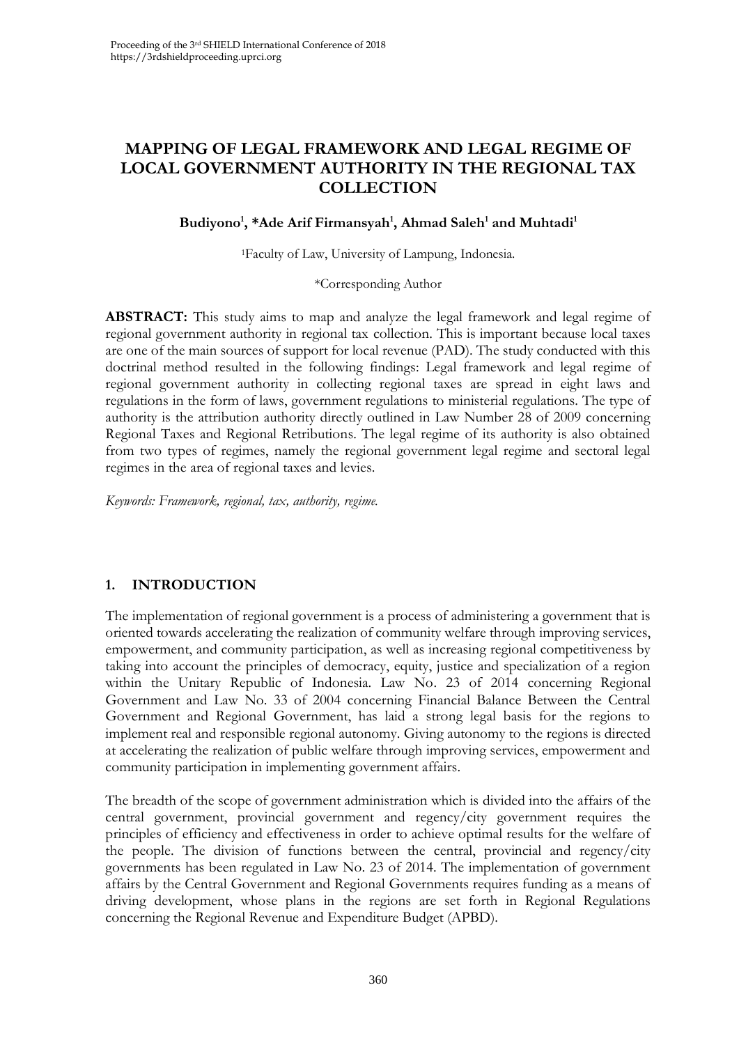# MAPPING OF LEGAL FRAMEWORK AND LEGAL REGIME OF LOCAL GOVERNMENT AUTHORITY IN THE REGIONAL TAX COLLECTION

**Budiyono[1], *Ade Arif Firmansyah[1], Ahmad Saleh[1] and Muhtadi[1]**

[1]Faculty of Law, University of Lampung, Indonesia.

*Corresponding Author

**ABSTRACT:** This study aims to map and analyze the legal framework and legal regime of regional government authority in regional tax collection. This is important because local taxes are one of the main sources of support for local revenue (PAD). The study conducted with this doctrinal method resulted in the following findings: Legal framework and legal regime of regional government authority in collecting regional taxes are spread in eight laws and regulations in the form of laws, government regulations to ministerial regulations. The type of authority is the attribution authority directly outlined in Law Number 28 of 2009 concerning Regional Taxes and Regional Retributions. The legal regime of its authority is also obtained from two types of regimes, namely the regional government legal regime and sectoral legal regimes in the area of regional taxes and levies.

*Keywords: Framework, regional, tax, authority, regime.*

## 1. INTRODUCTION

The implementation of regional government is a process of administering a government that is oriented towards accelerating the realization of community welfare through improving services, empowerment, and community participation, as well as increasing regional competitiveness by taking into account the principles of democracy, equity, justice and specialization of a region within the Unitary Republic of Indonesia. Law No. 23 of 2014 concerning Regional Government and Law No. 33 of 2004 concerning Financial Balance Between the Central Government and Regional Government, has laid a strong legal basis for the regions to implement real and responsible regional autonomy. Giving autonomy to the regions is directed at accelerating the realization of public welfare through improving services, empowerment and community participation in implementing government affairs.

The breadth of the scope of government administration which is divided into the affairs of the central government, provincial government and regency/city government requires the principles of efficiency and effectiveness in order to achieve optimal results for the welfare of the people. The division of functions between the central, provincial and regency/city governments has been regulated in Law No. 23 of 2014. The implementation of government affairs by the Central Government and Regional Governments requires funding as a means of driving development, whose plans in the regions are set forth in Regional Regulations concerning the Regional Revenue and Expenditure Budget (APBD).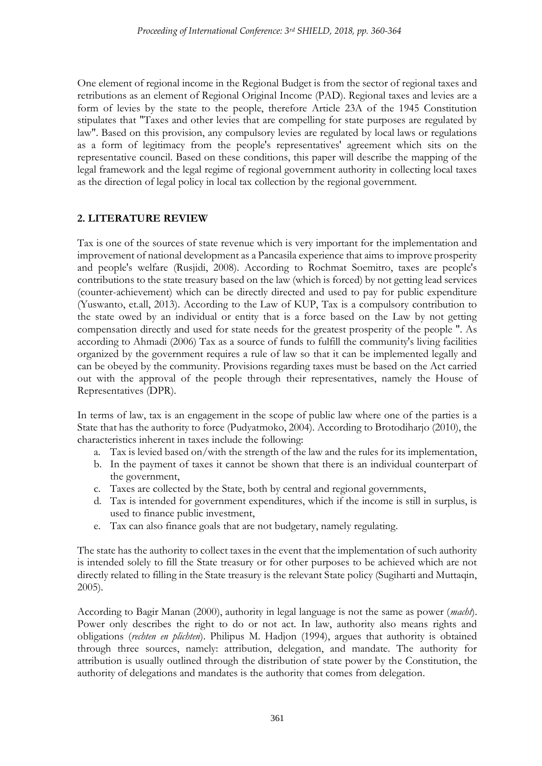One element of regional income in the Regional Budget is from the sector of regional taxes and retributions as an element of Regional Original Income (PAD). Regional taxes and levies are a form of levies by the state to the people, therefore Article 23A of the 1945 Constitution stipulates that "Taxes and other levies that are compelling for state purposes are regulated by law". Based on this provision, any compulsory levies are regulated by local laws or regulations as a form of legitimacy from the people's representatives' agreement which sits on the representative council. Based on these conditions, this paper will describe the mapping of the legal framework and the legal regime of regional government authority in collecting local taxes as the direction of legal policy in local tax collection by the regional government.

## 2. LITERATURE REVIEW

Tax is one of the sources of state revenue which is very important for the implementation and improvement of national development as a Pancasila experience that aims to improve prosperity and people's welfare (Rusjidi, 2008). According to Rochmat Soemitro, taxes are people's contributions to the state treasury based on the law (which is forced) by not getting lead services (counter-achievement) which can be directly directed and used to pay for public expenditure (Yuswanto, et.all, 2013). According to the Law of KUP, Tax is a compulsory contribution to the state owed by an individual or entity that is a force based on the Law by not getting compensation directly and used for state needs for the greatest prosperity of the people ". As according to Ahmadi (2006) Tax as a source of funds to fulfill the community's living facilities organized by the government requires a rule of law so that it can be implemented legally and can be obeyed by the community. Provisions regarding taxes must be based on the Act carried out with the approval of the people through their representatives, namely the House of Representatives (DPR).

In terms of law, tax is an engagement in the scope of public law where one of the parties is a State that has the authority to force (Pudyatmoko, 2004). According to Brotodiharjo (2010), the characteristics inherent in taxes include the following:

a. Tax is levied based on/with the strength of the law and the rules for its implementation,
b. In the payment of taxes it cannot be shown that there is an individual counterpart of the government,
c. Taxes are collected by the State, both by central and regional governments,
d. Tax is intended for government expenditures, which if the income is still in surplus, is used to finance public investment,
e. Tax can also finance goals that are not budgetary, namely regulating.

The state has the authority to collect taxes in the event that the implementation of such authority is intended solely to fill the State treasury or for other purposes to be achieved which are not directly related to filling in the State treasury is the relevant State policy (Sugiharti and Muttaqin, 2005).

According to Bagir Manan (2000), authority in legal language is not the same as power (*macht*). Power only describes the right to do or not act. In law, authority also means rights and obligations (*rechten en plichten*). Philipus M. Hadjon (1994), argues that authority is obtained through three sources, namely: attribution, delegation, and mandate. The authority for attribution is usually outlined through the distribution of state power by the Constitution, the authority of delegations and mandates is the authority that comes from delegation.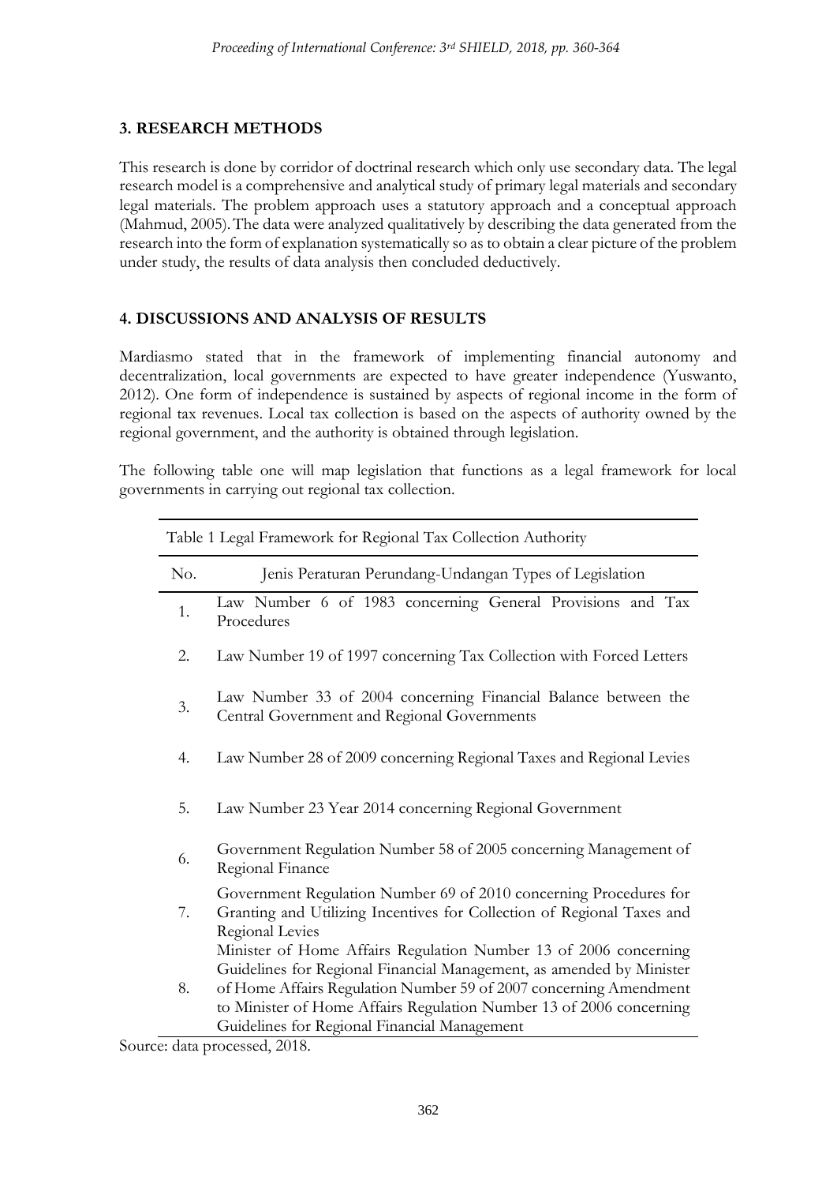## 3. RESEARCH METHODS

This research is done by corridor of doctrinal research which only use secondary data. The legal research model is a comprehensive and analytical study of primary legal materials and secondary legal materials. The problem approach uses a statutory approach and a conceptual approach (Mahmud, 2005). The data were analyzed qualitatively by describing the data generated from the research into the form of explanation systematically so as to obtain a clear picture of the problem under study, the results of data analysis then concluded deductively.

## 4. DISCUSSIONS AND ANALYSIS OF RESULTS

Mardiasmo stated that in the framework of implementing financial autonomy and decentralization, local governments are expected to have greater independence (Yuswanto, 2012). One form of independence is sustained by aspects of regional income in the form of regional tax revenues. Local tax collection is based on the aspects of authority owned by the regional government, and the authority is obtained through legislation.

The following table one will map legislation that functions as a legal framework for local governments in carrying out regional tax collection.

Table 1 Legal Framework for Regional Tax Collection Authority

| No. | Jenis Peraturan Perundang-Undangan Types of Legislation |
|---|---|
| 1. | Law Number 6 of 1983 concerning General Provisions and Tax Procedures |
| 2. | Law Number 19 of 1997 concerning Tax Collection with Forced Letters |
| 3. | Law Number 33 of 2004 concerning Financial Balance between the Central Government and Regional Governments |
| 4. | Law Number 28 of 2009 concerning Regional Taxes and Regional Levies |
| 5. | Law Number 23 Year 2014 concerning Regional Government |
| 6. | Government Regulation Number 58 of 2005 concerning Management of Regional Finance |
| 7. | Government Regulation Number 69 of 2010 concerning Procedures for Granting and Utilizing Incentives for Collection of Regional Taxes and Regional Levies |
| 8. | Minister of Home Affairs Regulation Number 13 of 2006 concerning Guidelines for Regional Financial Management, as amended by Minister of Home Affairs Regulation Number 59 of 2007 concerning Amendment to Minister of Home Affairs Regulation Number 13 of 2006 concerning Guidelines for Regional Financial Management |

Source: data processed, 2018.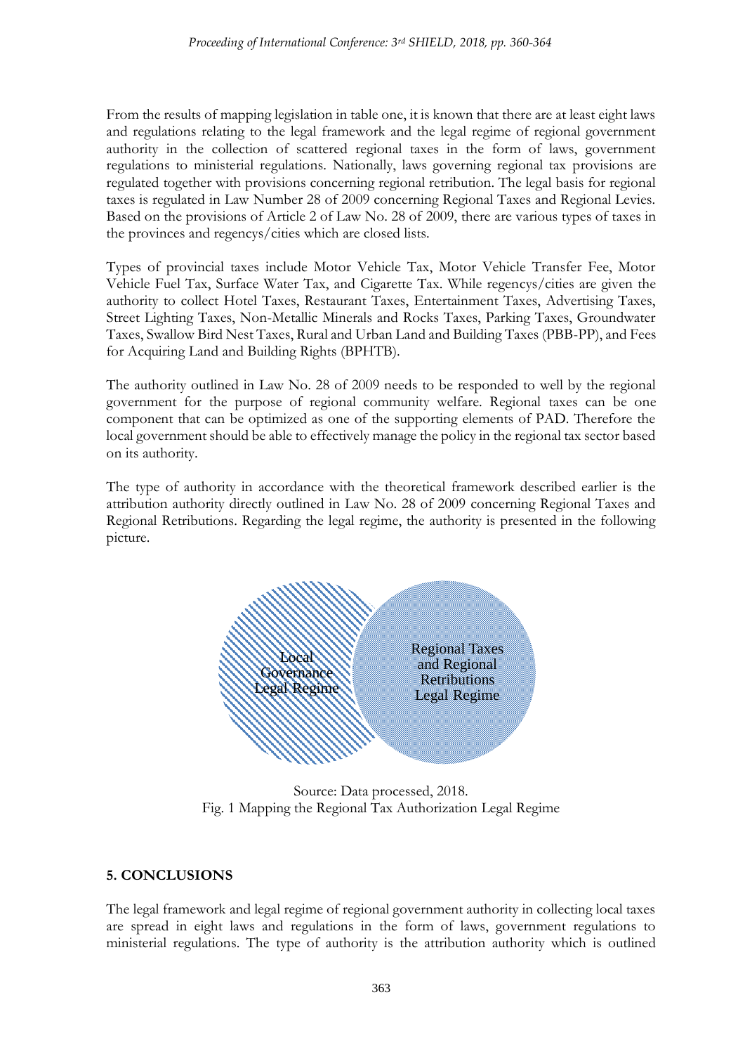From the results of mapping legislation in table one, it is known that there are at least eight laws and regulations relating to the legal framework and the legal regime of regional government authority in the collection of scattered regional taxes in the form of laws, government regulations to ministerial regulations. Nationally, laws governing regional tax provisions are regulated together with provisions concerning regional retribution. The legal basis for regional taxes is regulated in Law Number 28 of 2009 concerning Regional Taxes and Regional Levies. Based on the provisions of Article 2 of Law No. 28 of 2009, there are various types of taxes in the provinces and regencys/cities which are closed lists.

Types of provincial taxes include Motor Vehicle Tax, Motor Vehicle Transfer Fee, Motor Vehicle Fuel Tax, Surface Water Tax, and Cigarette Tax. While regencys/cities are given the authority to collect Hotel Taxes, Restaurant Taxes, Entertainment Taxes, Advertising Taxes, Street Lighting Taxes, Non-Metallic Minerals and Rocks Taxes, Parking Taxes, Groundwater Taxes, Swallow Bird Nest Taxes, Rural and Urban Land and Building Taxes (PBB-PP), and Fees for Acquiring Land and Building Rights (BPHTB).

The authority outlined in Law No. 28 of 2009 needs to be responded to well by the regional government for the purpose of regional community welfare. Regional taxes can be one component that can be optimized as one of the supporting elements of PAD. Therefore the local government should be able to effectively manage the policy in the regional tax sector based on its authority.

The type of authority in accordance with the theoretical framework described earlier is the attribution authority directly outlined in Law No. 28 of 2009 concerning Regional Taxes and Regional Retributions. Regarding the legal regime, the authority is presented in the following picture.

Local Governance Legal Regime

Regional Taxes and Regional Retributions Legal Regime

Source: Data processed, 2018.
Fig. 1 Mapping the Regional Tax Authorization Legal Regime

## 5. CONCLUSIONS

The legal framework and legal regime of regional government authority in collecting local taxes are spread in eight laws and regulations in the form of laws, government regulations to ministerial regulations. The type of authority is the attribution authority which is outlined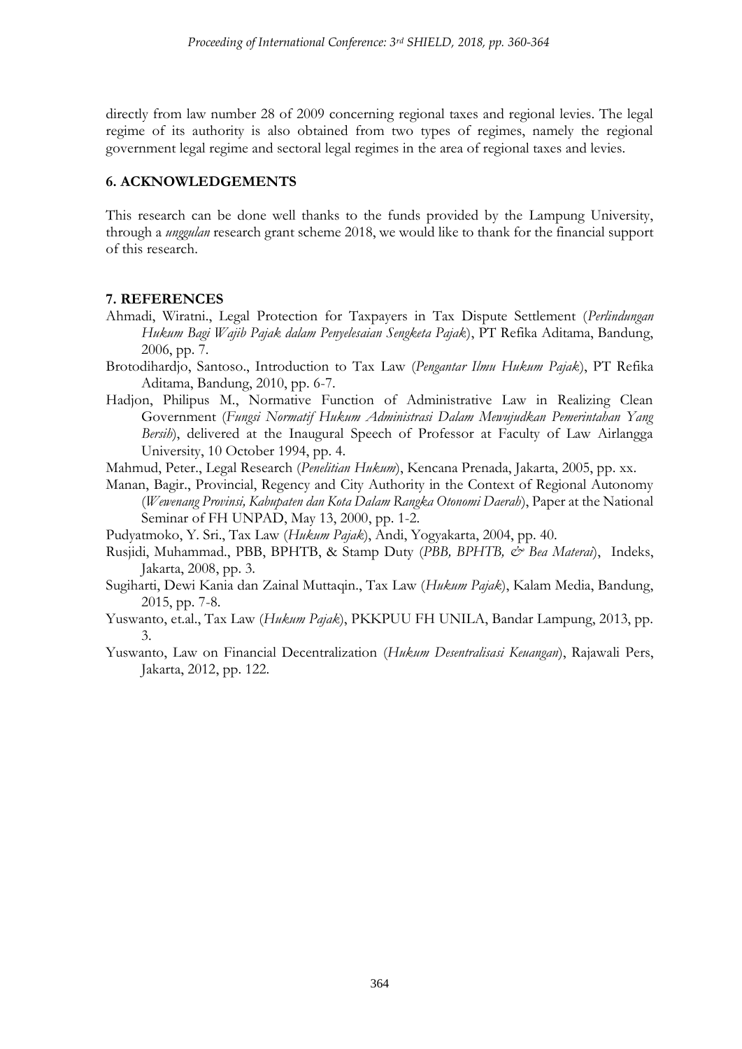directly from law number 28 of 2009 concerning regional taxes and regional levies. The legal regime of its authority is also obtained from two types of regimes, namely the regional government legal regime and sectoral legal regimes in the area of regional taxes and levies.

## 6. ACKNOWLEDGEMENTS

This research can be done well thanks to the funds provided by the Lampung University, through a *unggulan* research grant scheme 2018, we would like to thank for the financial support of this research.

## 7. REFERENCES

Ahmadi, Wiratni., Legal Protection for Taxpayers in Tax Dispute Settlement (*Perlindungan Hukum Bagi Wajib Pajak dalam Penyelesaian Sengketa Pajak*), PT Refika Aditama, Bandung, 2006, pp. 7.

Brotodihardjo, Santoso., Introduction to Tax Law (*Pengantar Ilmu Hukum Pajak*), PT Refika Aditama, Bandung, 2010, pp. 6-7.

Hadjon, Philipus M., Normative Function of Administrative Law in Realizing Clean Government (*Fungsi Normatif Hukum Administrasi Dalam Mewujudkan Pemerintahan Yang Bersih*), delivered at the Inaugural Speech of Professor at Faculty of Law Airlangga University, 10 October 1994, pp. 4.

Mahmud, Peter., Legal Research (*Penelitian Hukum*), Kencana Prenada, Jakarta, 2005, pp. xx.

Manan, Bagir., Provincial, Regency and City Authority in the Context of Regional Autonomy (*Wewenang Provinsi, Kabupaten dan Kota Dalam Rangka Otonomi Daerah*), Paper at the National Seminar of FH UNPAD, May 13, 2000, pp. 1-2.

Pudyatmoko, Y. Sri., Tax Law (*Hukum Pajak*), Andi, Yogyakarta, 2004, pp. 40.

Rusjidi, Muhammad., PBB, BPHTB, & Stamp Duty (*PBB, BPHTB, & Bea Materai*), Indeks, Jakarta, 2008, pp. 3.

Sugiharti, Dewi Kania dan Zainal Muttaqin., Tax Law (*Hukum Pajak*), Kalam Media, Bandung, 2015, pp. 7-8.

Yuswanto, et.al., Tax Law (*Hukum Pajak*), PKKPUU FH UNILA, Bandar Lampung, 2013, pp. 3.

Yuswanto, Law on Financial Decentralization (*Hukum Desentralisasi Keuangan*), Rajawali Pers, Jakarta, 2012, pp. 122.